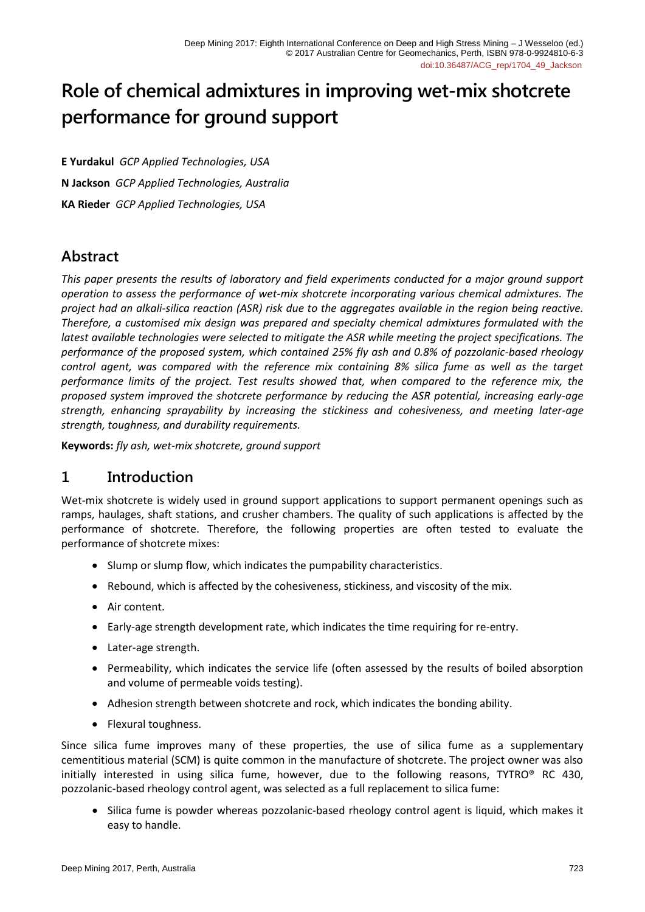# Role of chemical admixtures in improving wet-mix shotcrete performance for ground support

**E Yurdakul** *GCP Applied Technologies, USA*

**N Jackson** *GCP Applied Technologies, Australia*

**KA Rieder** *GCP Applied Technologies, USA*

## Abstract

*This paper presents the results of laboratory and field experiments conducted for a major ground support operation to assess the performance of wet-mix shotcrete incorporating various chemical admixtures. The project had an alkali-silica reaction (ASR) risk due to the aggregates available in the region being reactive. Therefore, a customised mix design was prepared and specialty chemical admixtures formulated with the latest available technologies were selected to mitigate the ASR while meeting the project specifications. The performance of the proposed system, which contained 25% fly ash and 0.8% of pozzolanic-based rheology control agent, was compared with the reference mix containing 8% silica fume as well as the target performance limits of the project. Test results showed that, when compared to the reference mix, the proposed system improved the shotcrete performance by reducing the ASR potential, increasing early-age strength, enhancing sprayability by increasing the stickiness and cohesiveness, and meeting later-age strength, toughness, and durability requirements.*

**Keywords:** *fly ash, wet-mix shotcrete, ground support*

## 1 Introduction

Wet-mix shotcrete is widely used in ground support applications to support permanent openings such as ramps, haulages, shaft stations, and crusher chambers. The quality of such applications is affected by the performance of shotcrete. Therefore, the following properties are often tested to evaluate the performance of shotcrete mixes:

- Slump or slump flow, which indicates the pumpability characteristics.
- Rebound, which is affected by the cohesiveness, stickiness, and viscosity of the mix.
- Air content.
- Early-age strength development rate, which indicates the time requiring for re-entry.
- Later-age strength.
- Permeability, which indicates the service life (often assessed by the results of boiled absorption and volume of permeable voids testing).
- Adhesion strength between shotcrete and rock, which indicates the bonding ability.
- Flexural toughness.

Since silica fume improves many of these properties, the use of silica fume as a supplementary cementitious material (SCM) is quite common in the manufacture of shotcrete. The project owner was also initially interested in using silica fume, however, due to the following reasons, TYTRO® RC 430, pozzolanic-based rheology control agent, was selected as a full replacement to silica fume:

- Silica fume is powder whereas pozzolanic-based rheology control agent is liquid, which makes it easy to handle.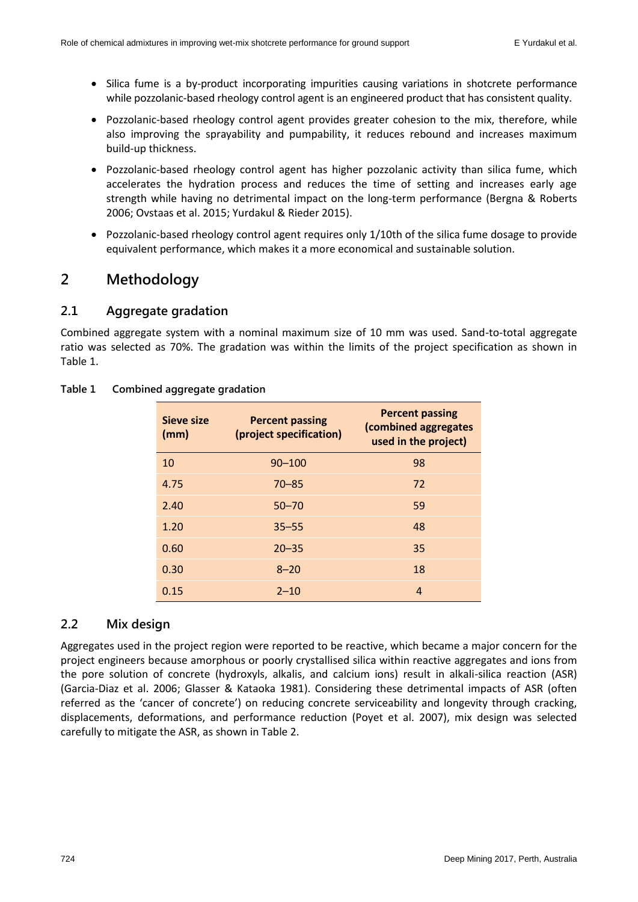- Silica fume is a by-product incorporating impurities causing variations in shotcrete performance while pozzolanic-based rheology control agent is an engineered product that has consistent quality.
- Pozzolanic-based rheology control agent provides greater cohesion to the mix, therefore, while also improving the sprayability and pumpability, it reduces rebound and increases maximum build-up thickness.
- Pozzolanic-based rheology control agent has higher pozzolanic activity than silica fume, which accelerates the hydration process and reduces the time of setting and increases early age strength while having no detrimental impact on the long-term performance (Bergna & Roberts 2006; Ovstaas et al. 2015; Yurdakul & Rieder 2015).
- Pozzolanic-based rheology control agent requires only 1/10th of the silica fume dosage to provide equivalent performance, which makes it a more economical and sustainable solution.

## 2 Methodology

### 2.1 Aggregate gradation

Combined aggregate system with a nominal maximum size of 10 mm was used. Sand-to-total aggregate ratio was selected as 70%. The gradation was within the limits of the project specification as shown in Table 1.

**Table 1 Combined aggregate gradation**

| Sieve size (mm) | Percent passing (project specification) | Percent passing (combined aggregates used in the project) |
|---|---|---|
| 10 | 90–100 | 98 |
| 4.75 | 70–85 | 72 |
| 2.40 | 50–70 | 59 |
| 1.20 | 35–55 | 48 |
| 0.60 | 20–35 | 35 |
| 0.30 | 8–20 | 18 |
| 0.15 | 2–10 | 4 |

### 2.2 Mix design

Aggregates used in the project region were reported to be reactive, which became a major concern for the project engineers because amorphous or poorly crystallised silica within reactive aggregates and ions from the pore solution of concrete (hydroxyls, alkalis, and calcium ions) result in alkali-silica reaction (ASR) (Garcia-Diaz et al. 2006; Glasser & Kataoka 1981). Considering these detrimental impacts of ASR (often referred as the 'cancer of concrete') on reducing concrete serviceability and longevity through cracking, displacements, deformations, and performance reduction (Poyet et al. 2007), mix design was selected carefully to mitigate the ASR, as shown in Table 2.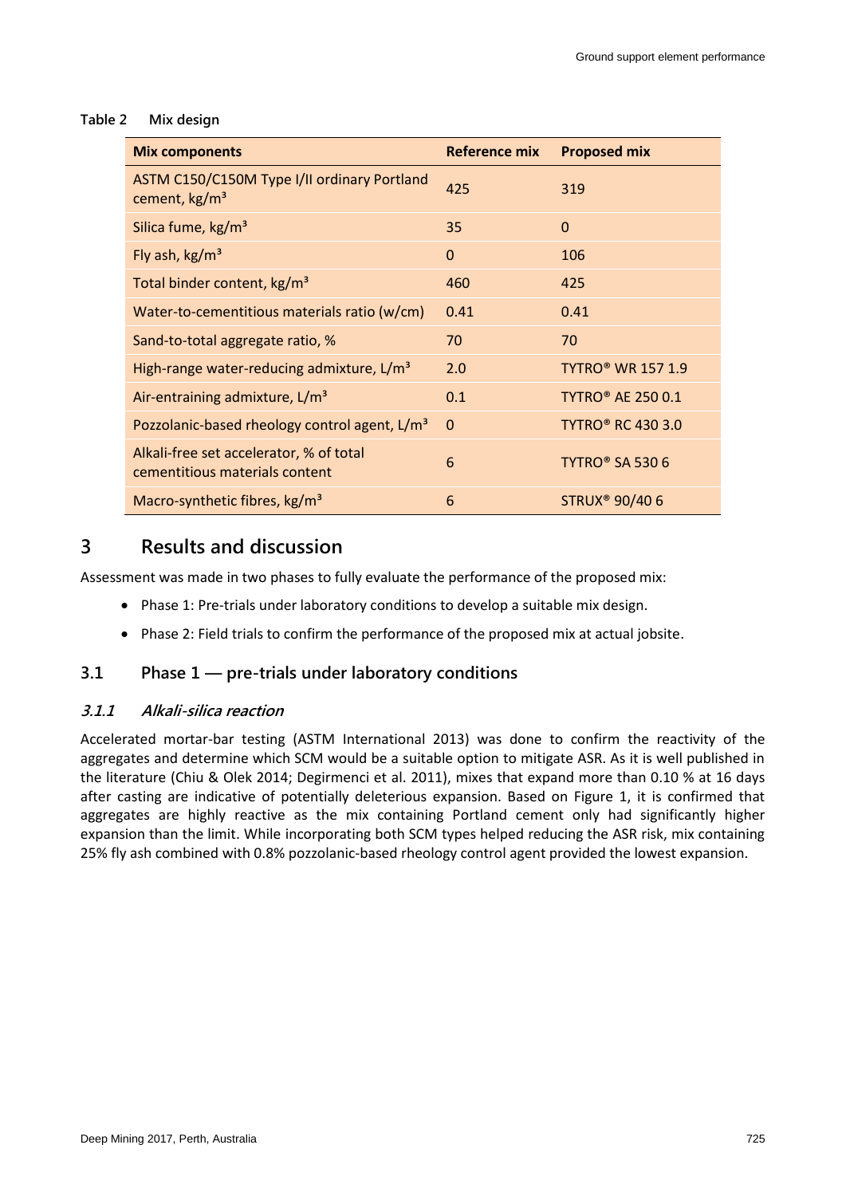**Table 2 Mix design**

| Mix components | Reference mix | Proposed mix |
|---|---|---|
| ASTM C150/C150M Type I/II ordinary Portland cement, kg/m³ | 425 | 319 |
| Silica fume, kg/m³ | 35 | 0 |
| Fly ash, kg/m³ | 0 | 106 |
| Total binder content, kg/m³ | 460 | 425 |
| Water-to-cementitious materials ratio (w/cm) | 0.41 | 0.41 |
| Sand-to-total aggregate ratio, % | 70 | 70 |
| High-range water-reducing admixture, L/m³ | 2.0 | TYTRO® WR 157 1.9 |
| Air-entraining admixture, L/m³ | 0.1 | TYTRO® AE 250 0.1 |
| Pozzolanic-based rheology control agent, L/m³ | 0 | TYTRO® RC 430 3.0 |
| Alkali-free set accelerator, % of total cementitious materials content | 6 | TYTRO® SA 530 6 |
| Macro-synthetic fibres, kg/m³ | 6 | STRUX® 90/40 6 |

# 3 Results and discussion

Assessment was made in two phases to fully evaluate the performance of the proposed mix:

- Phase 1: Pre-trials under laboratory conditions to develop a suitable mix design.
- Phase 2: Field trials to confirm the performance of the proposed mix at actual jobsite.

## 3.1 Phase 1 — pre-trials under laboratory conditions

### *3.1.1 Alkali-silica reaction*

Accelerated mortar-bar testing (ASTM International 2013) was done to confirm the reactivity of the aggregates and determine which SCM would be a suitable option to mitigate ASR. As it is well published in the literature (Chiu & Olek 2014; Degirmenci et al. 2011), mixes that expand more than 0.10 % at 16 days after casting are indicative of potentially deleterious expansion. Based on Figure 1, it is confirmed that aggregates are highly reactive as the mix containing Portland cement only had significantly higher expansion than the limit. While incorporating both SCM types helped reducing the ASR risk, mix containing 25% fly ash combined with 0.8% pozzolanic-based rheology control agent provided the lowest expansion.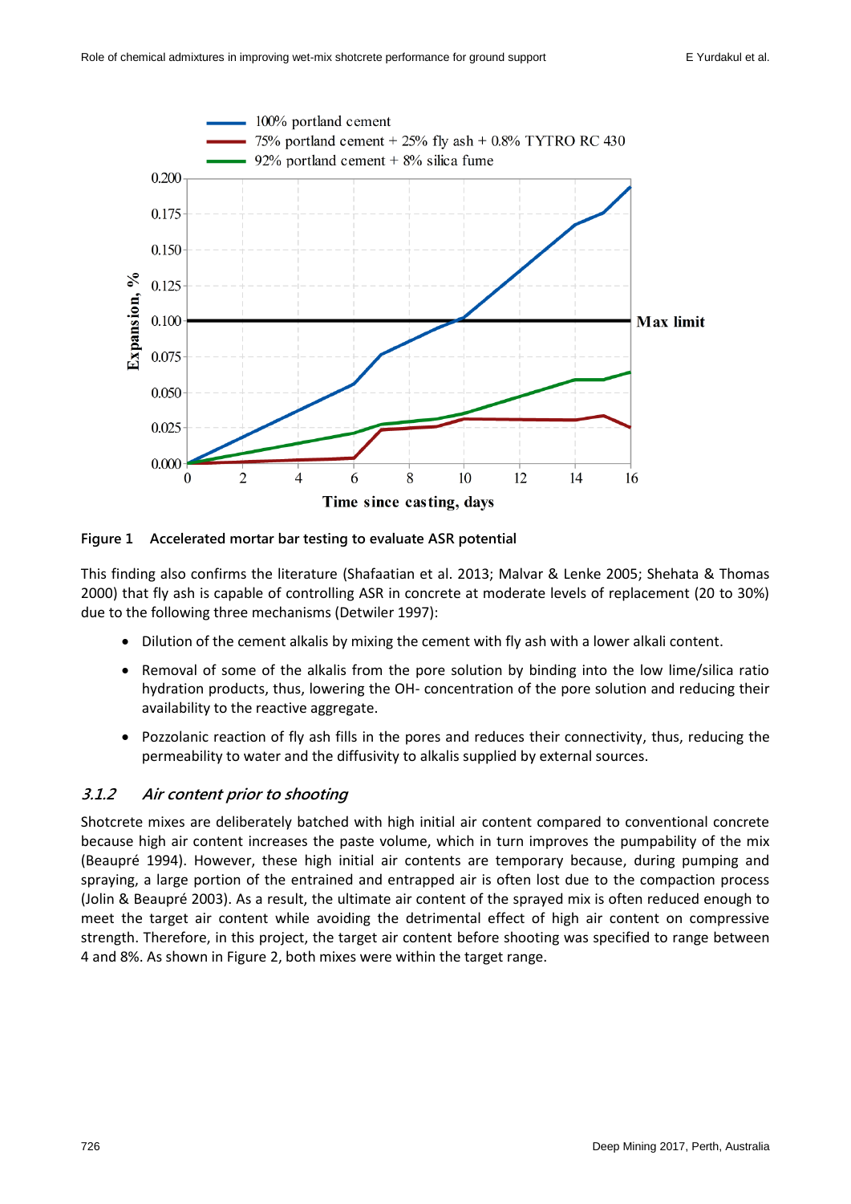Figure 1 Accelerated mortar bar testing to evaluate ASR potential

This finding also confirms the literature (Shafaatian et al. 2013; Malvar & Lenke 2005; Shehata & Thomas 2000) that fly ash is capable of controlling ASR in concrete at moderate levels of replacement (20 to 30%) due to the following three mechanisms (Detwiler 1997):

- Dilution of the cement alkalis by mixing the cement with fly ash with a lower alkali content.
- Removal of some of the alkalis from the pore solution by binding into the low lime/silica ratio hydration products, thus, lowering the OH- concentration of the pore solution and reducing their availability to the reactive aggregate.
- Pozzolanic reaction of fly ash fills in the pores and reduces their connectivity, thus, reducing the permeability to water and the diffusivity to alkalis supplied by external sources.

### *3.1.2 Air content prior to shooting*

Shotcrete mixes are deliberately batched with high initial air content compared to conventional concrete because high air content increases the paste volume, which in turn improves the pumpability of the mix (Beaupré 1994). However, these high initial air contents are temporary because, during pumping and spraying, a large portion of the entrained and entrapped air is often lost due to the compaction process (Jolin & Beaupré 2003). As a result, the ultimate air content of the sprayed mix is often reduced enough to meet the target air content while avoiding the detrimental effect of high air content on compressive strength. Therefore, in this project, the target air content before shooting was specified to range between 4 and 8%. As shown in Figure 2, both mixes were within the target range.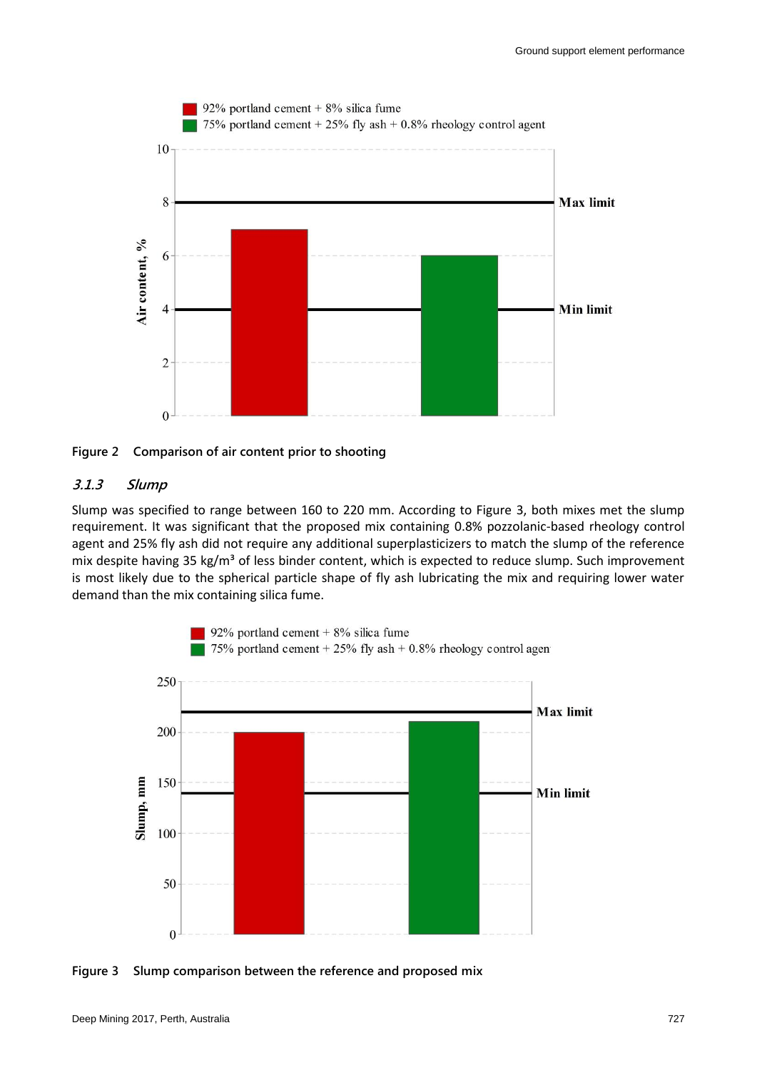Figure 2 Comparison of air content prior to shooting

### 3.1.3 *Slump*

Slump was specified to range between 160 to 220 mm. According to Figure 3, both mixes met the slump requirement. It was significant that the proposed mix containing 0.8% pozzolanic-based rheology control agent and 25% fly ash did not require any additional superplasticizers to match the slump of the reference mix despite having 35 kg/m³ of less binder content, which is expected to reduce slump. Such improvement is most likely due to the spherical particle shape of fly ash lubricating the mix and requiring lower water demand than the mix containing silica fume.

Figure 3 Slump comparison between the reference and proposed mix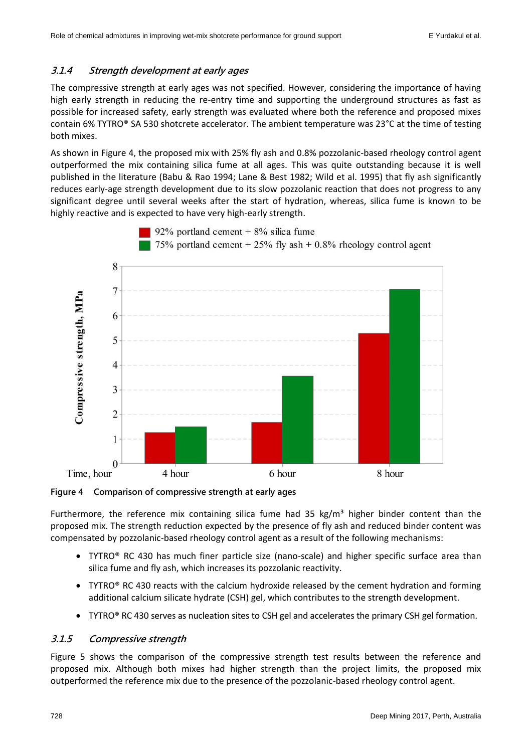### 3.1.4 Strength development at early ages

The compressive strength at early ages was not specified. However, considering the importance of having high early strength in reducing the re-entry time and supporting the underground structures as fast as possible for increased safety, early strength was evaluated where both the reference and proposed mixes contain 6% TYTRO® SA 530 shotcrete accelerator. The ambient temperature was 23°C at the time of testing both mixes.

As shown in Figure 4, the proposed mix with 25% fly ash and 0.8% pozzolanic-based rheology control agent outperformed the mix containing silica fume at all ages. This was quite outstanding because it is well published in the literature (Babu & Rao 1994; Lane & Best 1982; Wild et al. 1995) that fly ash significantly reduces early-age strength development due to its slow pozzolanic reaction that does not progress to any significant degree until several weeks after the start of hydration, whereas, silica fume is known to be highly reactive and is expected to have very high-early strength.

**Figure 4 Comparison of compressive strength at early ages**

Furthermore, the reference mix containing silica fume had 35 kg/m³ higher binder content than the proposed mix. The strength reduction expected by the presence of fly ash and reduced binder content was compensated by pozzolanic-based rheology control agent as a result of the following mechanisms:

- TYTRO® RC 430 has much finer particle size (nano-scale) and higher specific surface area than silica fume and fly ash, which increases its pozzolanic reactivity.
- TYTRO® RC 430 reacts with the calcium hydroxide released by the cement hydration and forming additional calcium silicate hydrate (CSH) gel, which contributes to the strength development.
- TYTRO® RC 430 serves as nucleation sites to CSH gel and accelerates the primary CSH gel formation.

### 3.1.5 Compressive strength

Figure 5 shows the comparison of the compressive strength test results between the reference and proposed mix. Although both mixes had higher strength than the project limits, the proposed mix outperformed the reference mix due to the presence of the pozzolanic-based rheology control agent.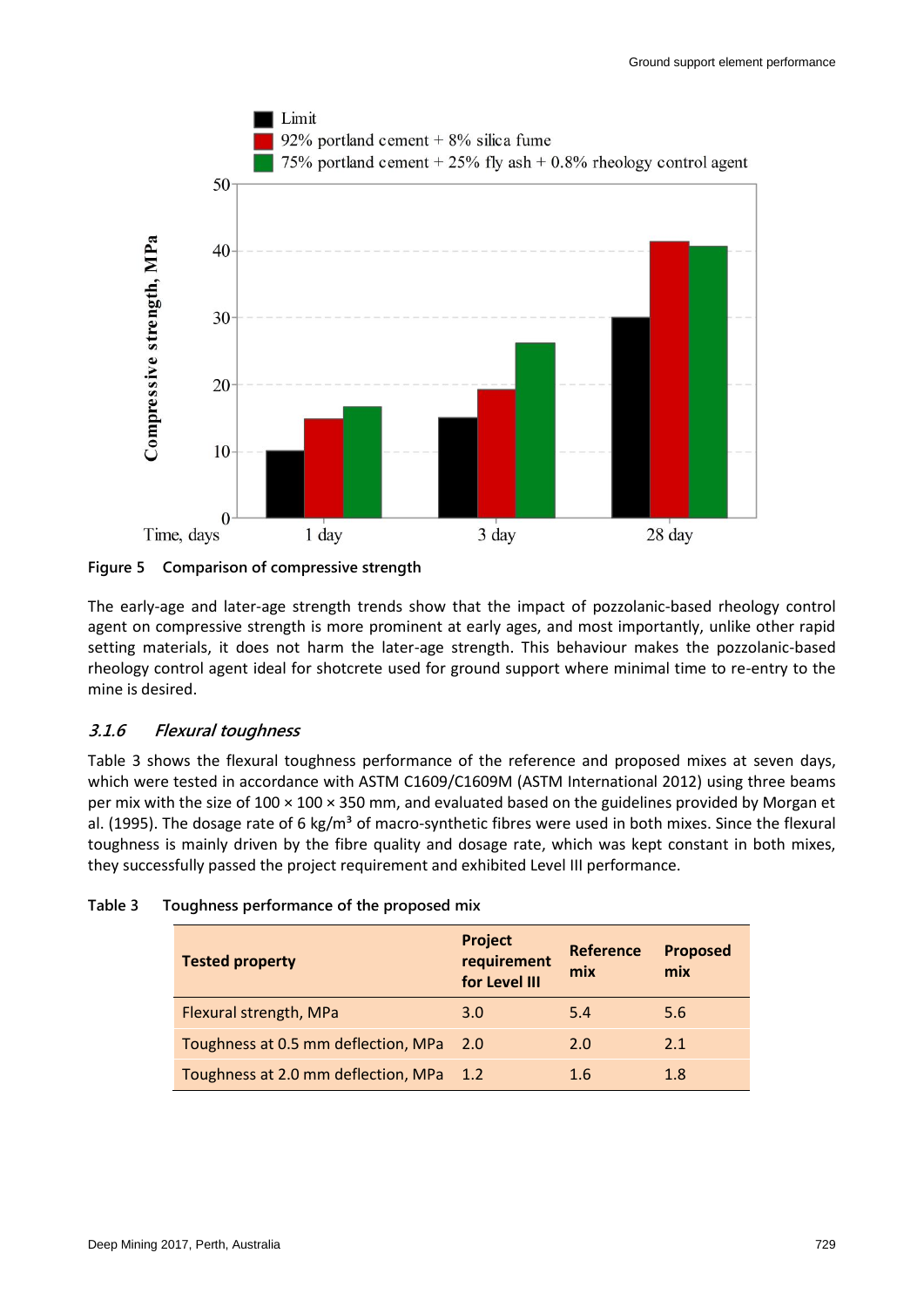Figure 5 Comparison of compressive strength

The early-age and later-age strength trends show that the impact of pozzolanic-based rheology control agent on compressive strength is more prominent at early ages, and most importantly, unlike other rapid setting materials, it does not harm the later-age strength. This behaviour makes the pozzolanic-based rheology control agent ideal for shotcrete used for ground support where minimal time to re-entry to the mine is desired.

### *3.1.6 Flexural toughness*

Table 3 shows the flexural toughness performance of the reference and proposed mixes at seven days, which were tested in accordance with ASTM C1609/C1609M (ASTM International 2012) using three beams per mix with the size of 100 × 100 × 350 mm, and evaluated based on the guidelines provided by Morgan et al. (1995). The dosage rate of 6 kg/m³ of macro-synthetic fibres were used in both mixes. Since the flexural toughness is mainly driven by the fibre quality and dosage rate, which was kept constant in both mixes, they successfully passed the project requirement and exhibited Level III performance.

**Table 3 Toughness performance of the proposed mix**

| Tested property | Project requirement for Level III | Reference mix | Proposed mix |
|---|---|---|---|
| Flexural strength, MPa | 3.0 | 5.4 | 5.6 |
| Toughness at 0.5 mm deflection, MPa | 2.0 | 2.0 | 2.1 |
| Toughness at 2.0 mm deflection, MPa | 1.2 | 1.6 | 1.8 |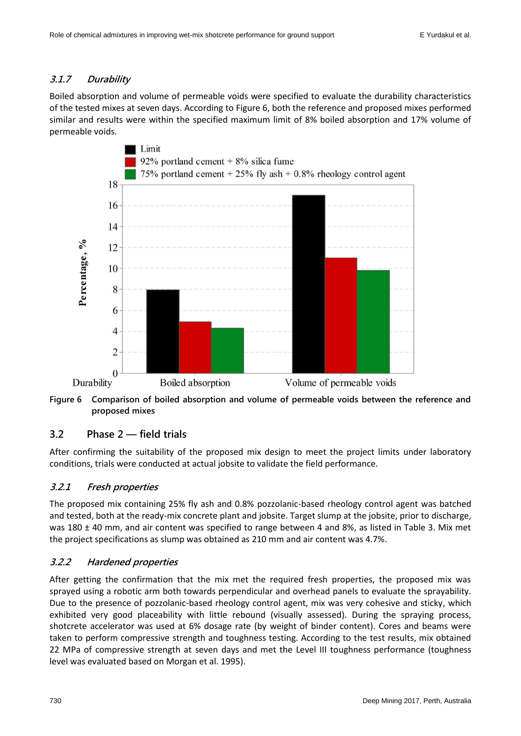### 3.1.7 *Durability*

Boiled absorption and volume of permeable voids were specified to evaluate the durability characteristics of the tested mixes at seven days. According to Figure 6, both the reference and proposed mixes performed similar and results were within the specified maximum limit of 8% boiled absorption and 17% volume of permeable voids.

**Figure 6 Comparison of boiled absorption and volume of permeable voids between the reference and proposed mixes**

## 3.2 Phase 2 — field trials

After confirming the suitability of the proposed mix design to meet the project limits under laboratory conditions, trials were conducted at actual jobsite to validate the field performance.

### 3.2.1 *Fresh properties*

The proposed mix containing 25% fly ash and 0.8% pozzolanic-based rheology control agent was batched and tested, both at the ready-mix concrete plant and jobsite. Target slump at the jobsite, prior to discharge, was 180 ± 40 mm, and air content was specified to range between 4 and 8%, as listed in Table 3. Mix met the project specifications as slump was obtained as 210 mm and air content was 4.7%.

### 3.2.2 *Hardened properties*

After getting the confirmation that the mix met the required fresh properties, the proposed mix was sprayed using a robotic arm both towards perpendicular and overhead panels to evaluate the sprayability. Due to the presence of pozzolanic-based rheology control agent, mix was very cohesive and sticky, which exhibited very good placeability with little rebound (visually assessed). During the spraying process, shotcrete accelerator was used at 6% dosage rate (by weight of binder content). Cores and beams were taken to perform compressive strength and toughness testing. According to the test results, mix obtained 22 MPa of compressive strength at seven days and met the Level III toughness performance (toughness level was evaluated based on Morgan et al. 1995).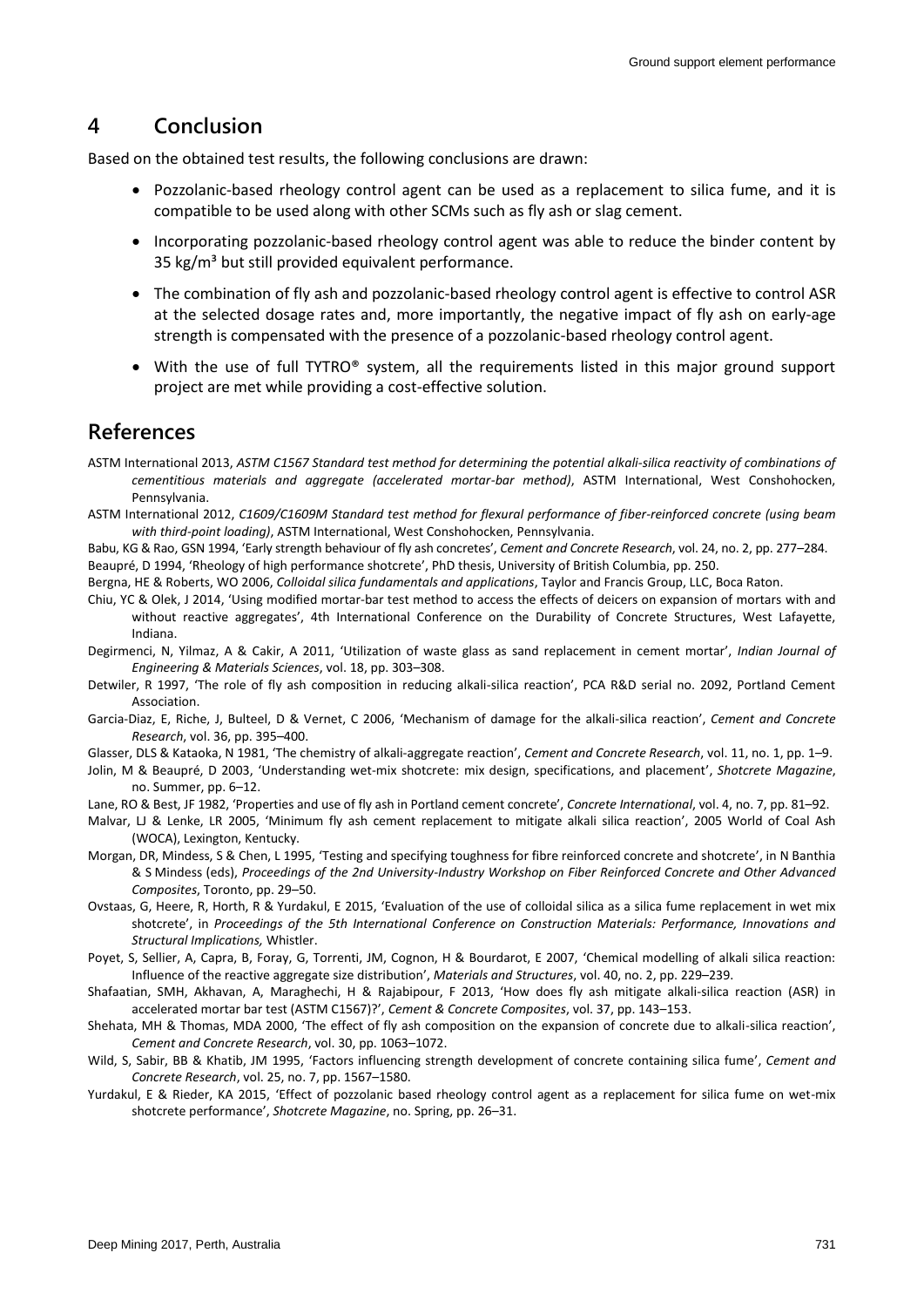## 4 Conclusion

Based on the obtained test results, the following conclusions are drawn:

- Pozzolanic-based rheology control agent can be used as a replacement to silica fume, and it is compatible to be used along with other SCMs such as fly ash or slag cement.
- Incorporating pozzolanic-based rheology control agent was able to reduce the binder content by 35 kg/m³ but still provided equivalent performance.
- The combination of fly ash and pozzolanic-based rheology control agent is effective to control ASR at the selected dosage rates and, more importantly, the negative impact of fly ash on early-age strength is compensated with the presence of a pozzolanic-based rheology control agent.
- With the use of full TYTRO® system, all the requirements listed in this major ground support project are met while providing a cost-effective solution.

## References

ASTM International 2013, *ASTM C1567 Standard test method for determining the potential alkali-silica reactivity of combinations of cementitious materials and aggregate (accelerated mortar-bar method)*, ASTM International, West Conshohocken, Pennsylvania.

ASTM International 2012, *C1609/C1609M Standard test method for flexural performance of fiber-reinforced concrete (using beam with third-point loading)*, ASTM International, West Conshohocken, Pennsylvania.

Babu, KG & Rao, GSN 1994, 'Early strength behaviour of fly ash concretes', *Cement and Concrete Research*, vol. 24, no. 2, pp. 277–284.

Beaupré, D 1994, 'Rheology of high performance shotcrete', PhD thesis, University of British Columbia, pp. 250.

Bergna, HE & Roberts, WO 2006, *Colloidal silica fundamentals and applications*, Taylor and Francis Group, LLC, Boca Raton.

Chiu, YC & Olek, J 2014, 'Using modified mortar-bar test method to access the effects of deicers on expansion of mortars with and without reactive aggregates', 4th International Conference on the Durability of Concrete Structures, West Lafayette, Indiana.

Degirmenci, N, Yilmaz, A & Cakir, A 2011, 'Utilization of waste glass as sand replacement in cement mortar', *Indian Journal of Engineering & Materials Sciences*, vol. 18, pp. 303–308.

Detwiler, R 1997, 'The role of fly ash composition in reducing alkali-silica reaction', PCA R&D serial no. 2092, Portland Cement Association.

Garcia-Diaz, E, Riche, J, Bulteel, D & Vernet, C 2006, 'Mechanism of damage for the alkali-silica reaction', *Cement and Concrete Research*, vol. 36, pp. 395–400.

Glasser, DLS & Kataoka, N 1981, 'The chemistry of alkali-aggregate reaction', *Cement and Concrete Research*, vol. 11, no. 1, pp. 1–9.

Jolin, M & Beaupré, D 2003, 'Understanding wet-mix shotcrete: mix design, specifications, and placement', *Shotcrete Magazine*, no. Summer, pp. 6–12.

Lane, RO & Best, JF 1982, 'Properties and use of fly ash in Portland cement concrete', *Concrete International*, vol. 4, no. 7, pp. 81–92.

Malvar, LJ & Lenke, LR 2005, 'Minimum fly ash cement replacement to mitigate alkali silica reaction', 2005 World of Coal Ash (WOCA), Lexington, Kentucky.

Morgan, DR, Mindess, S & Chen, L 1995, 'Testing and specifying toughness for fibre reinforced concrete and shotcrete', in N Banthia & S Mindess (eds), *Proceedings of the 2nd University-Industry Workshop on Fiber Reinforced Concrete and Other Advanced Composites*, Toronto, pp. 29–50.

Ovstaas, G, Heere, R, Horth, R & Yurdakul, E 2015, 'Evaluation of the use of colloidal silica as a silica fume replacement in wet mix shotcrete', in *Proceedings of the 5th International Conference on Construction Materials: Performance, Innovations and Structural Implications,* Whistler.

Poyet, S, Sellier, A, Capra, B, Foray, G, Torrenti, JM, Cognon, H & Bourdarot, E 2007, 'Chemical modelling of alkali silica reaction: Influence of the reactive aggregate size distribution', *Materials and Structures*, vol. 40, no. 2, pp. 229–239.

Shafaatian, SMH, Akhavan, A, Maraghechi, H & Rajabipour, F 2013, 'How does fly ash mitigate alkali-silica reaction (ASR) in accelerated mortar bar test (ASTM C1567)?', *Cement & Concrete Composites*, vol. 37, pp. 143–153.

Shehata, MH & Thomas, MDA 2000, 'The effect of fly ash composition on the expansion of concrete due to alkali-silica reaction', *Cement and Concrete Research*, vol. 30, pp. 1063–1072.

Wild, S, Sabir, BB & Khatib, JM 1995, 'Factors influencing strength development of concrete containing silica fume', *Cement and Concrete Research*, vol. 25, no. 7, pp. 1567–1580.

Yurdakul, E & Rieder, KA 2015, 'Effect of pozzolanic based rheology control agent as a replacement for silica fume on wet-mix shotcrete performance', *Shotcrete Magazine*, no. Spring, pp. 26–31.